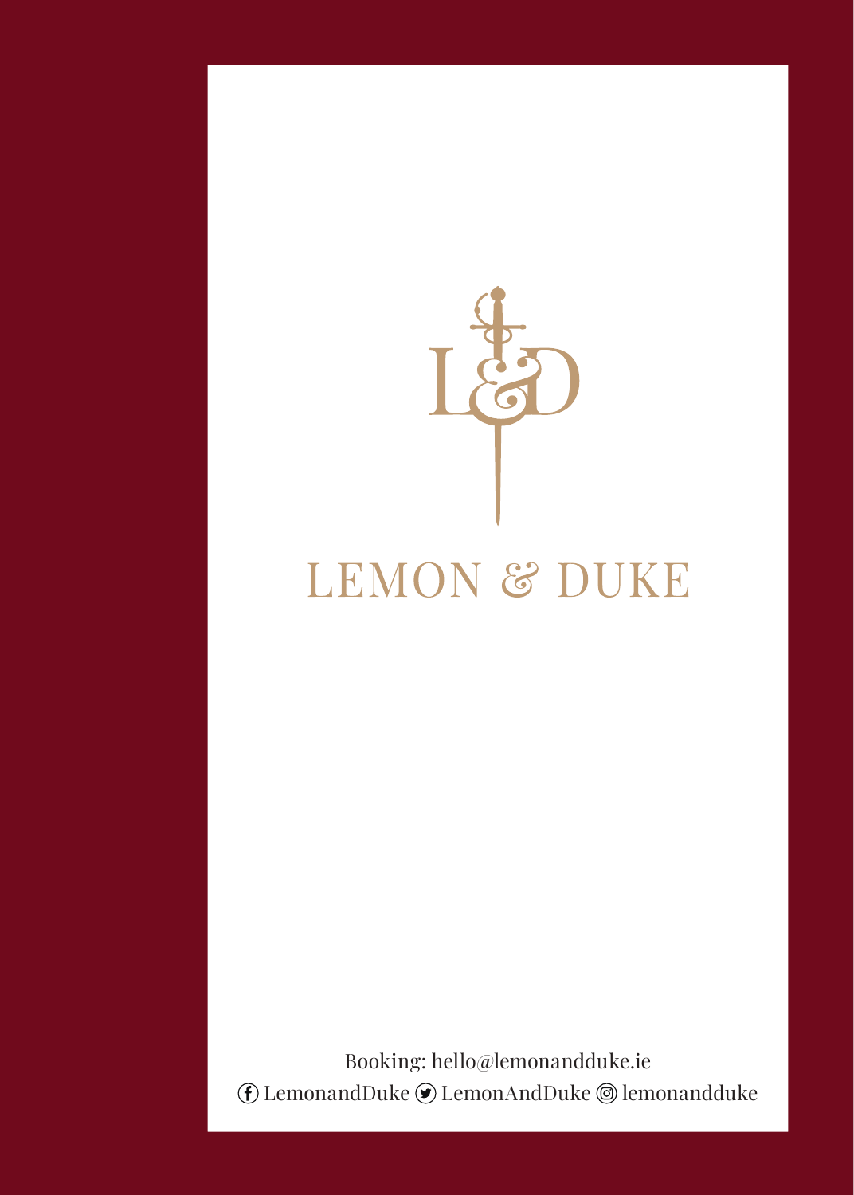# LEMON & DUKE

Booking: hello@lemonandduke.ie

LemonandDuke LemonAndDuke lemonandduke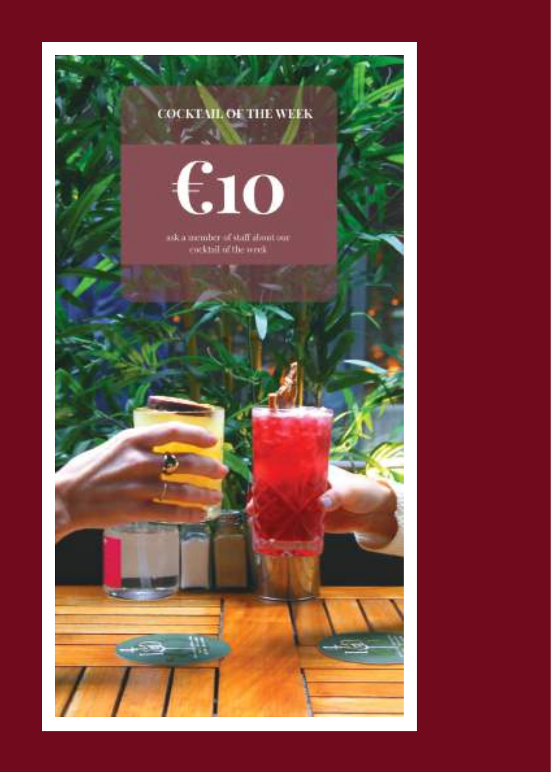COCKTAIL OF THE WEEK

# €10

ask a member of staff about our cocktail of the week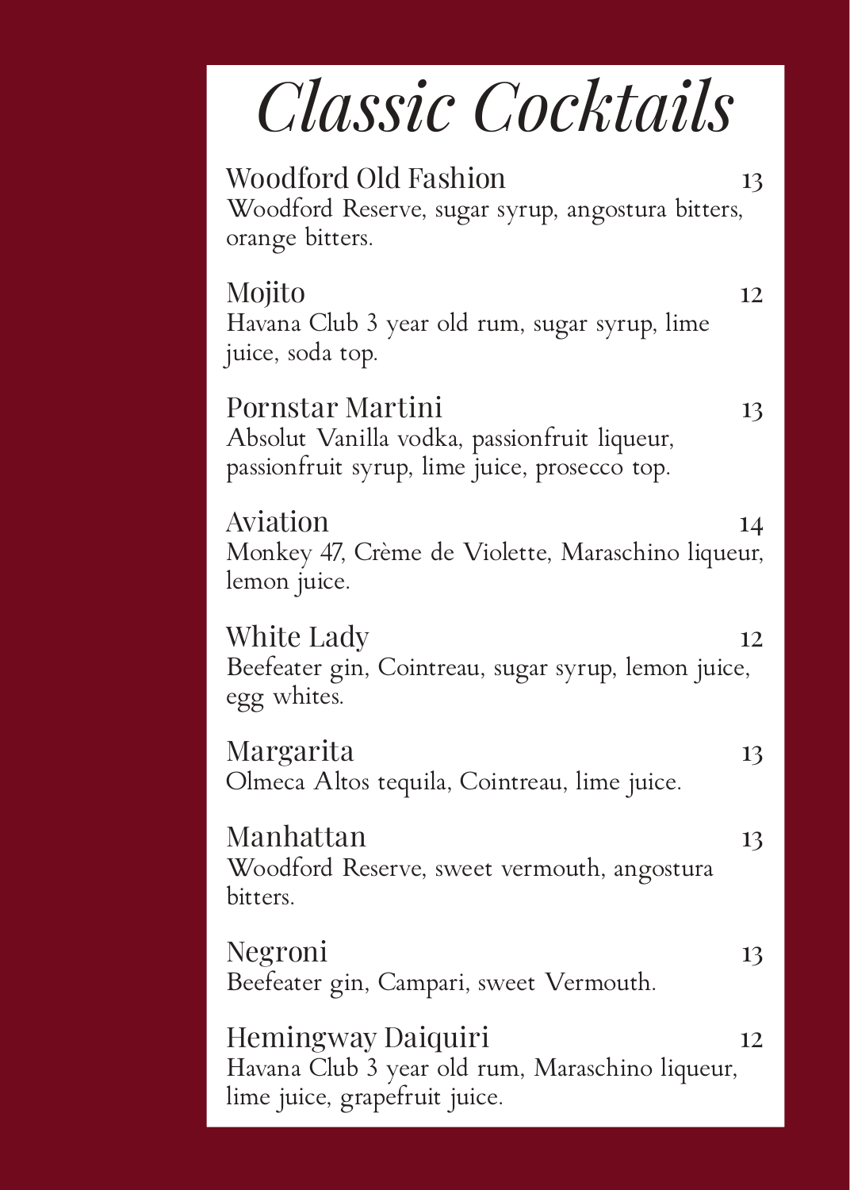# *Classic Cocktails*

Woodford Old Fashion 13
Woodford Reserve, sugar syrup, angostura bitters, orange bitters.

Mojito 12
Havana Club 3 year old rum, sugar syrup, lime juice, soda top.

Pornstar Martini 13
Absolut Vanilla vodka, passionfruit liqueur, passionfruit syrup, lime juice, prosecco top.

Aviation 14
Monkey 47, Crème de Violette, Maraschino liqueur, lemon juice.

White Lady 12
Beefeater gin, Cointreau, sugar syrup, lemon juice, egg whites.

Margarita 13
Olmeca Altos tequila, Cointreau, lime juice.

Manhattan 13
Woodford Reserve, sweet vermouth, angostura bitters.

Negroni 13
Beefeater gin, Campari, sweet Vermouth.

Hemingway Daiquiri 12
Havana Club 3 year old rum, Maraschino liqueur, lime juice, grapefruit juice.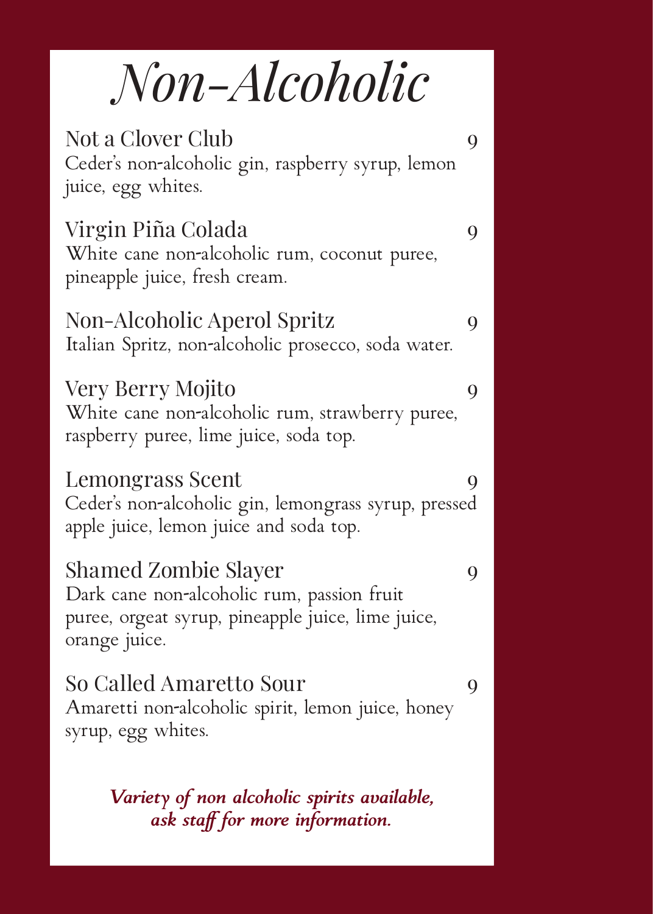# *Non-Alcoholic*

**Not a Clover Club** 9
Ceder's non-alcoholic gin, raspberry syrup, lemon juice, egg whites.

**Virgin Piña Colada** 9
White cane non-alcoholic rum, coconut puree, pineapple juice, fresh cream.

**Non-Alcoholic Aperol Spritz** 9
Italian Spritz, non-alcoholic prosecco, soda water.

**Very Berry Mojito** 9
White cane non-alcoholic rum, strawberry puree, raspberry puree, lime juice, soda top.

**Lemongrass Scent** 9
Ceder's non-alcoholic gin, lemongrass syrup, pressed apple juice, lemon juice and soda top.

**Shamed Zombie Slayer** 9
Dark cane non-alcoholic rum, passion fruit puree, orgeat syrup, pineapple juice, lime juice, orange juice.

**So Called Amaretto Sour** 9
Amaretti non-alcoholic spirit, lemon juice, honey syrup, egg whites.

***Variety of non alcoholic spirits available, ask staff for more information.***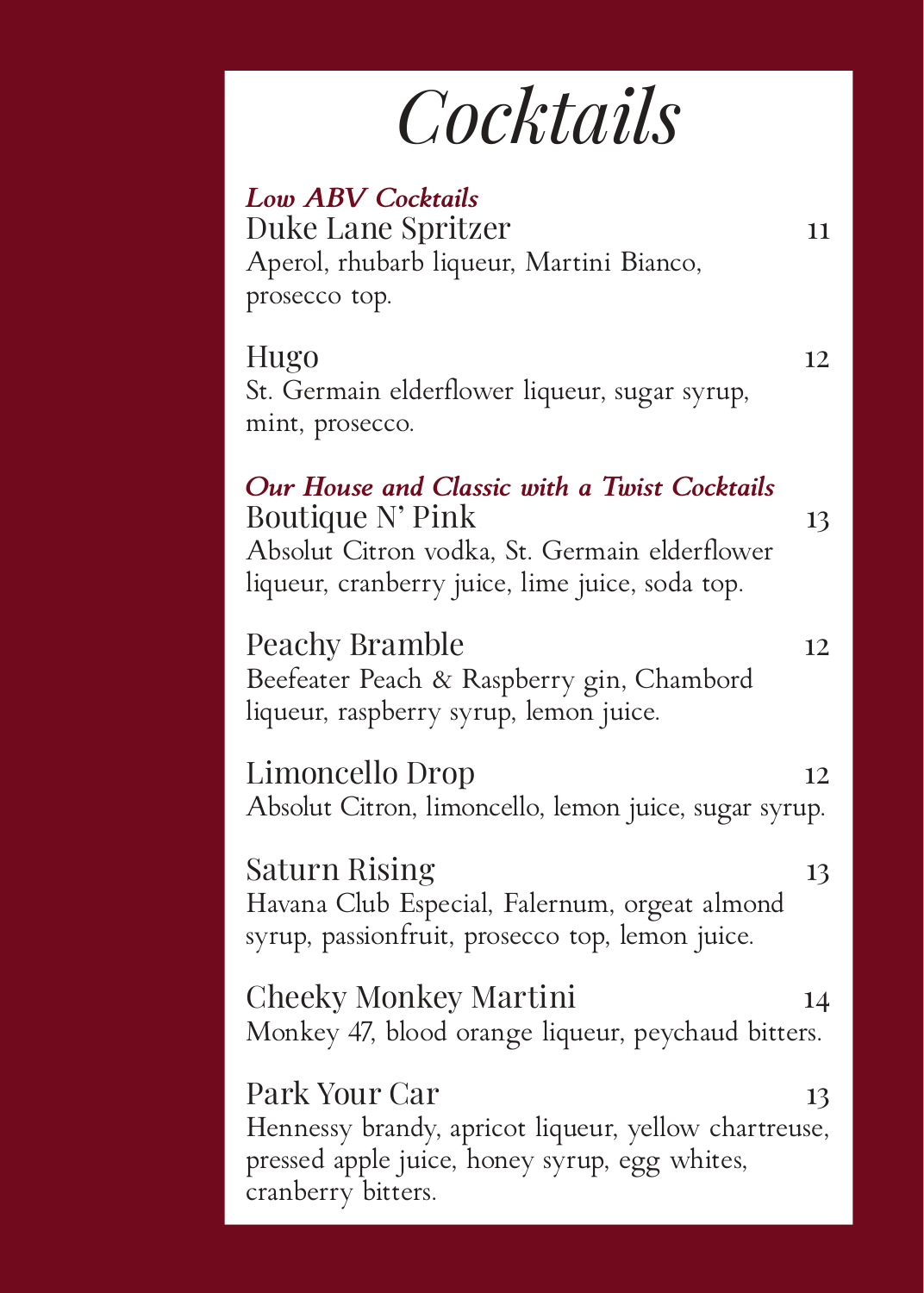# Cocktails

## *Low ABV Cocktails*

**Duke Lane Spritzer** 11
Aperol, rhubarb liqueur, Martini Bianco, prosecco top.

**Hugo** 12
St. Germain elderflower liqueur, sugar syrup, mint, prosecco.

## *Our House and Classic with a Twist Cocktails*

**Boutique N' Pink** 13
Absolut Citron vodka, St. Germain elderflower liqueur, cranberry juice, lime juice, soda top.

**Peachy Bramble** 12
Beefeater Peach & Raspberry gin, Chambord liqueur, raspberry syrup, lemon juice.

**Limoncello Drop** 12
Absolut Citron, limoncello, lemon juice, sugar syrup.

**Saturn Rising** 13
Havana Club Especial, Falernum, orgeat almond syrup, passionfruit, prosecco top, lemon juice.

**Cheeky Monkey Martini** 14
Monkey 47, blood orange liqueur, peychaud bitters.

**Park Your Car** 13
Hennessy brandy, apricot liqueur, yellow chartreuse, pressed apple juice, honey syrup, egg whites, cranberry bitters.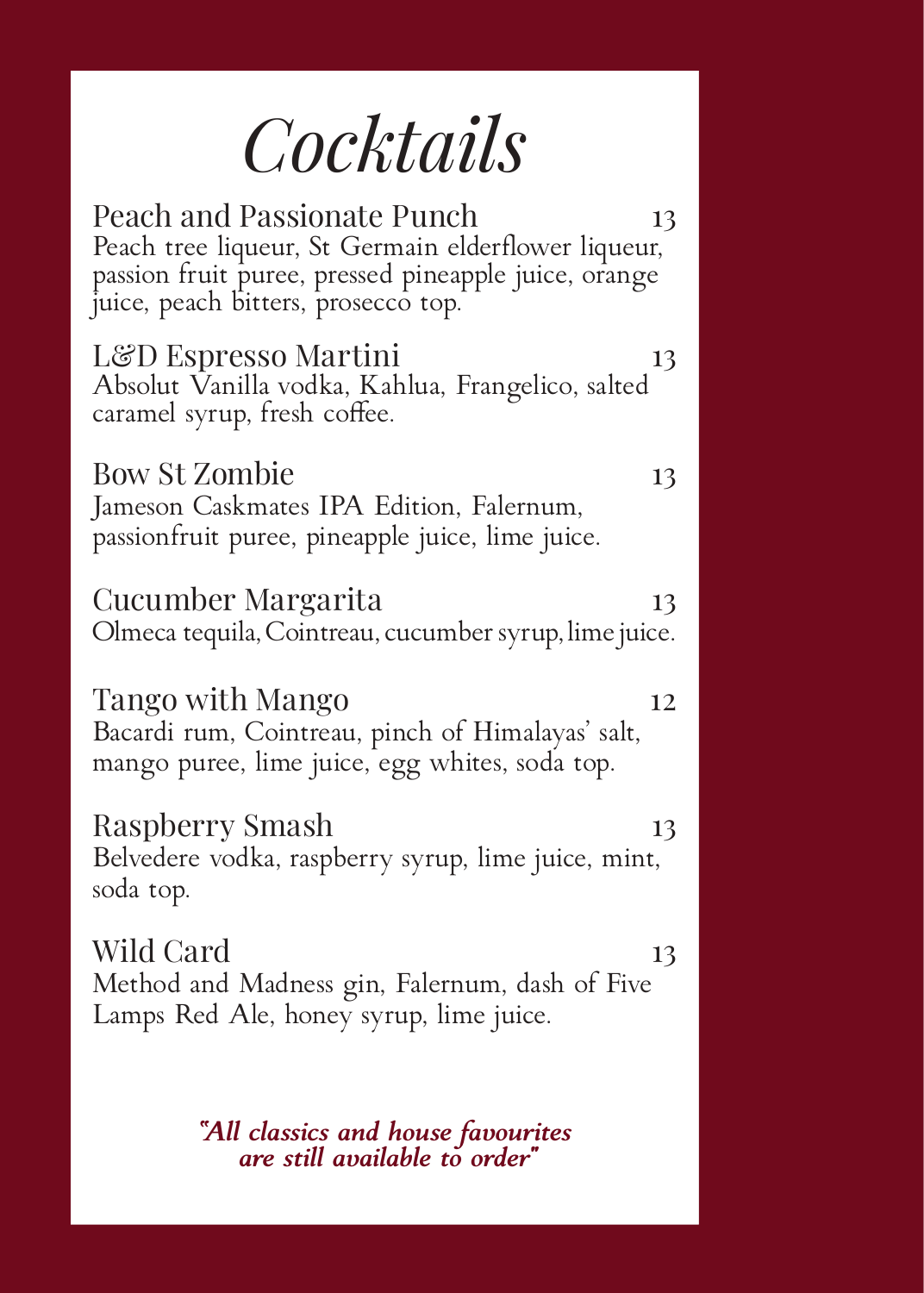# Cocktails

**Peach and Passionate Punch** 13
Peach tree liqueur, St Germain elderflower liqueur, passion fruit puree, pressed pineapple juice, orange juice, peach bitters, prosecco top.

**L&D Espresso Martini** 13
Absolut Vanilla vodka, Kahlua, Frangelico, salted caramel syrup, fresh coffee.

**Bow St Zombie** 13
Jameson Caskmates IPA Edition, Falernum, passionfruit puree, pineapple juice, lime juice.

**Cucumber Margarita** 13
Olmeca tequila, Cointreau, cucumber syrup, lime juice.

**Tango with Mango** 12
Bacardi rum, Cointreau, pinch of Himalayas' salt, mango puree, lime juice, egg whites, soda top.

**Raspberry Smash** 13
Belvedere vodka, raspberry syrup, lime juice, mint, soda top.

**Wild Card** 13
Method and Madness gin, Falernum, dash of Five Lamps Red Ale, honey syrup, lime juice.

*"All classics and house favourites are still available to order"*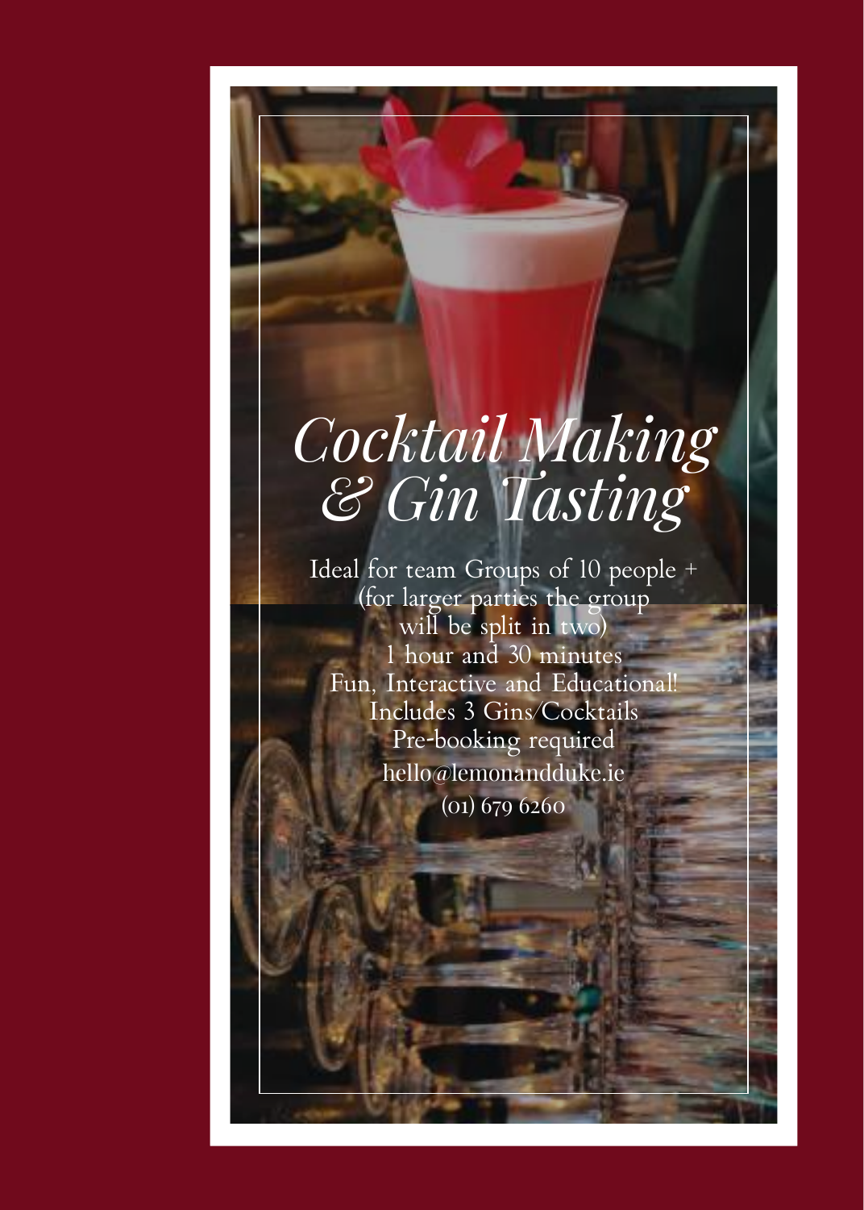# *Cocktail Making & Gin Tasting*

Ideal for team Groups of 10 people +
(for larger parties the group will be split in two)
1 hour and 30 minutes
Fun, Interactive and Educational!
Includes 3 Gins/Cocktails
Pre-booking required
hello@lemonandduke.ie
(01) 679 6260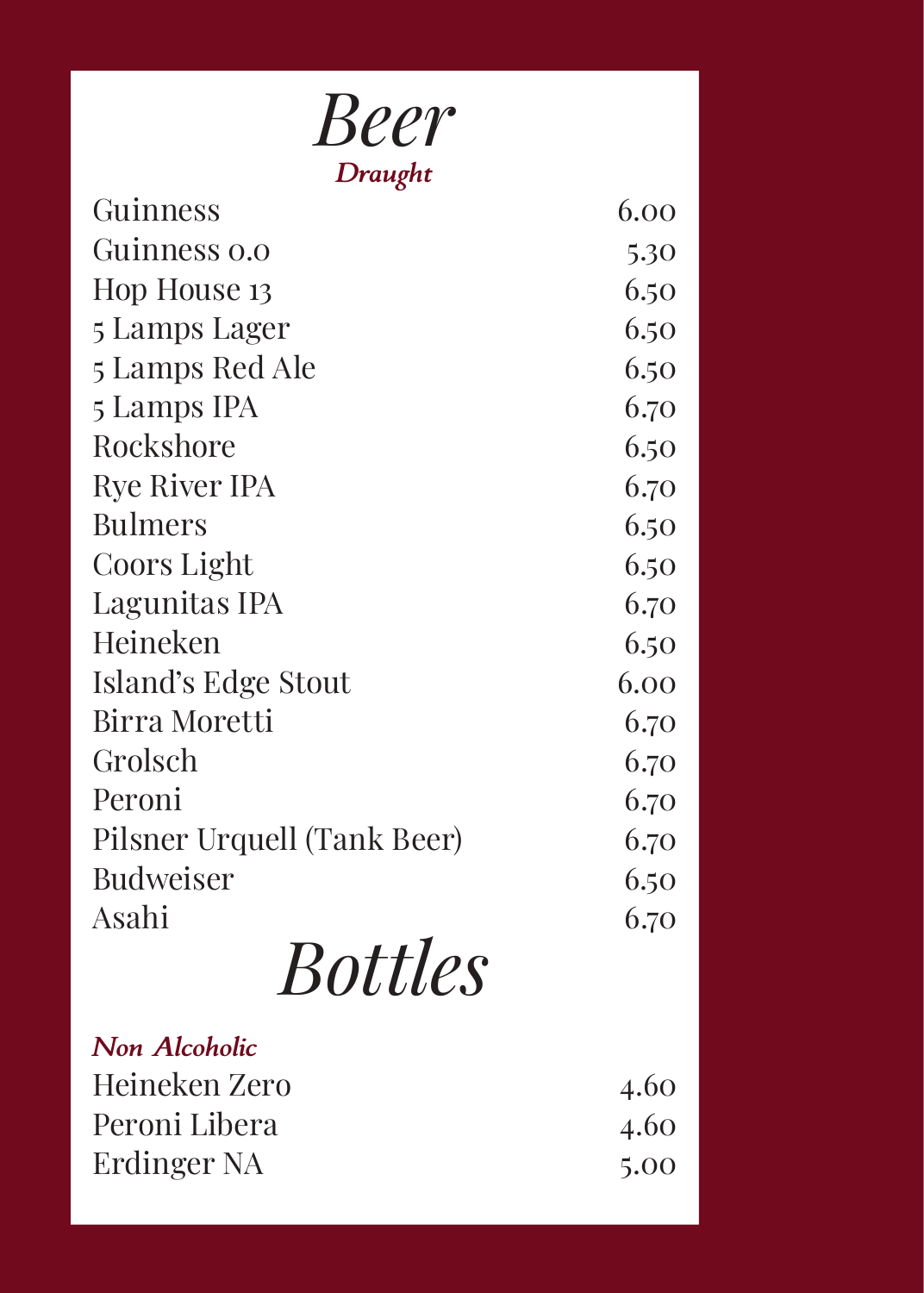# *Beer*

***Draught***

| | |
|---|---|
| Guinness | 6.00 |
| Guinness 0.0 | 5.30 |
| Hop House 13 | 6.50 |
| 5 Lamps Lager | 6.50 |
| 5 Lamps Red Ale | 6.50 |
| 5 Lamps IPA | 6.70 |
| Rockshore | 6.50 |
| Rye River IPA | 6.70 |
| Bulmers | 6.50 |
| Coors Light | 6.50 |
| Lagunitas IPA | 6.70 |
| Heineken | 6.50 |
| Island's Edge Stout | 6.00 |
| Birra Moretti | 6.70 |
| Grolsch | 6.70 |
| Peroni | 6.70 |
| Pilsner Urquell (Tank Beer) | 6.70 |
| Budweiser | 6.50 |
| Asahi | 6.70 |

# *Bottles*

***Non Alcoholic***

| | |
|---|---|
| Heineken Zero | 4.60 |
| Peroni Libera | 4.60 |
| Erdinger NA | 5.00 |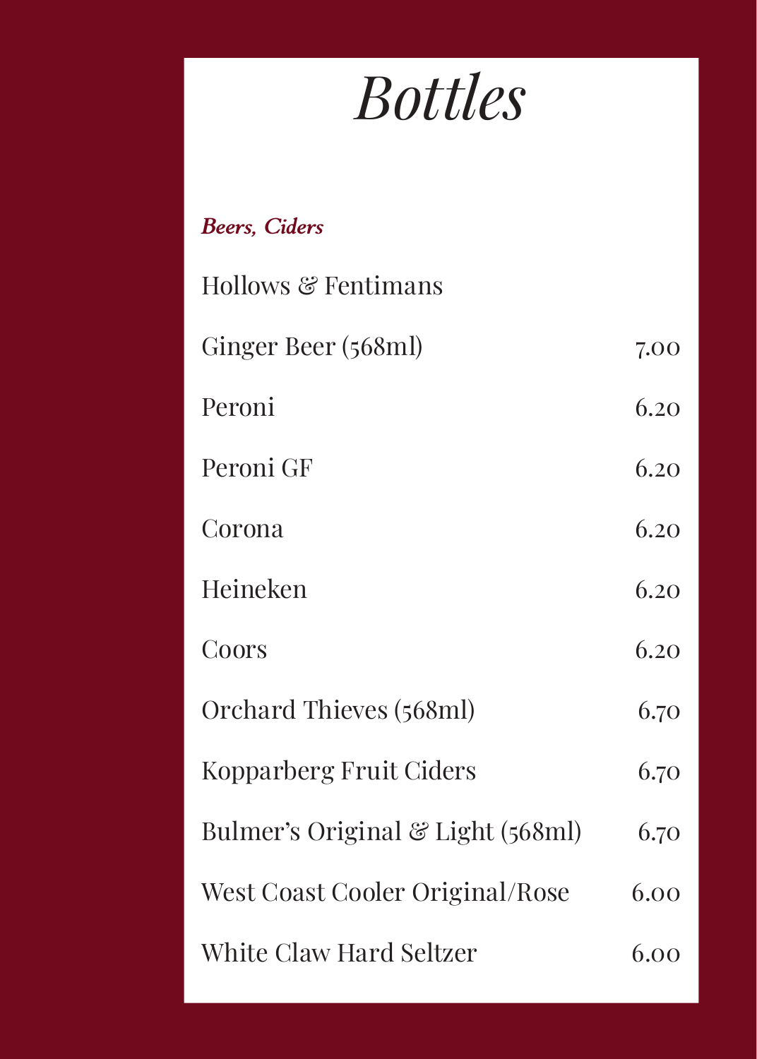# *Bottles*

***Beers, Ciders***

| Item | Price |
| --- | --- |
| Hollows & Fentimans | |
| Ginger Beer (568ml) | 7.00 |
| Peroni | 6.20 |
| Peroni GF | 6.20 |
| Corona | 6.20 |
| Heineken | 6.20 |
| Coors | 6.20 |
| Orchard Thieves (568ml) | 6.70 |
| Kopparberg Fruit Ciders | 6.70 |
| Bulmer's Original & Light (568ml) | 6.70 |
| West Coast Cooler Original/Rose | 6.00 |
| White Claw Hard Seltzer | 6.00 |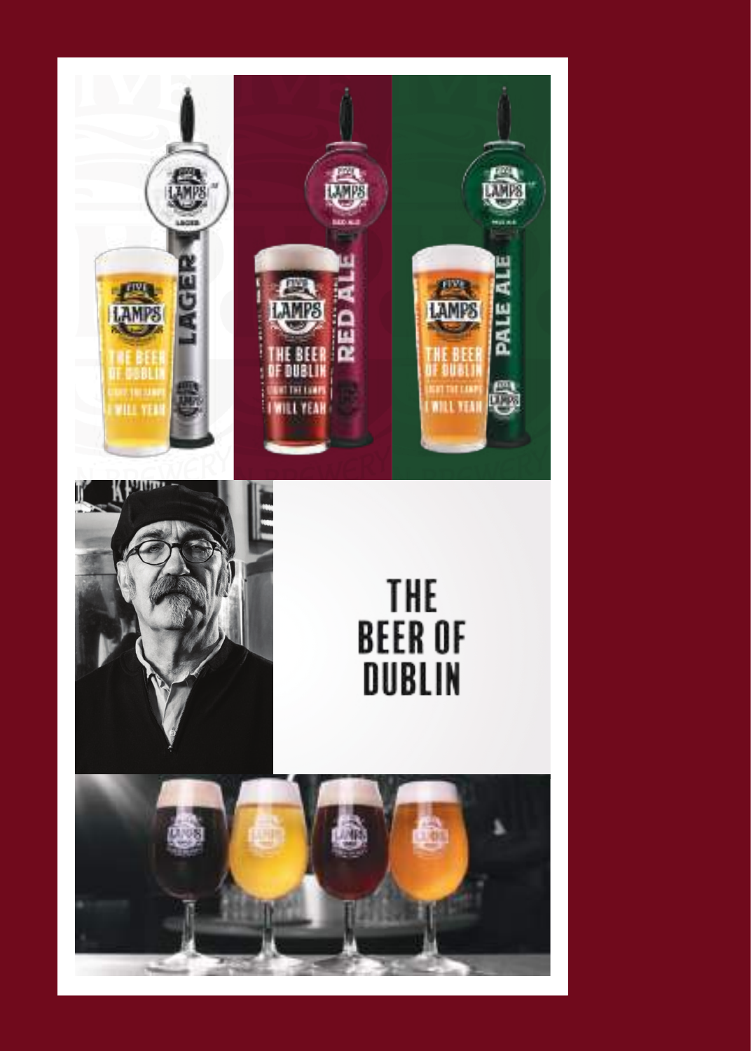THE BEER OF DUBLIN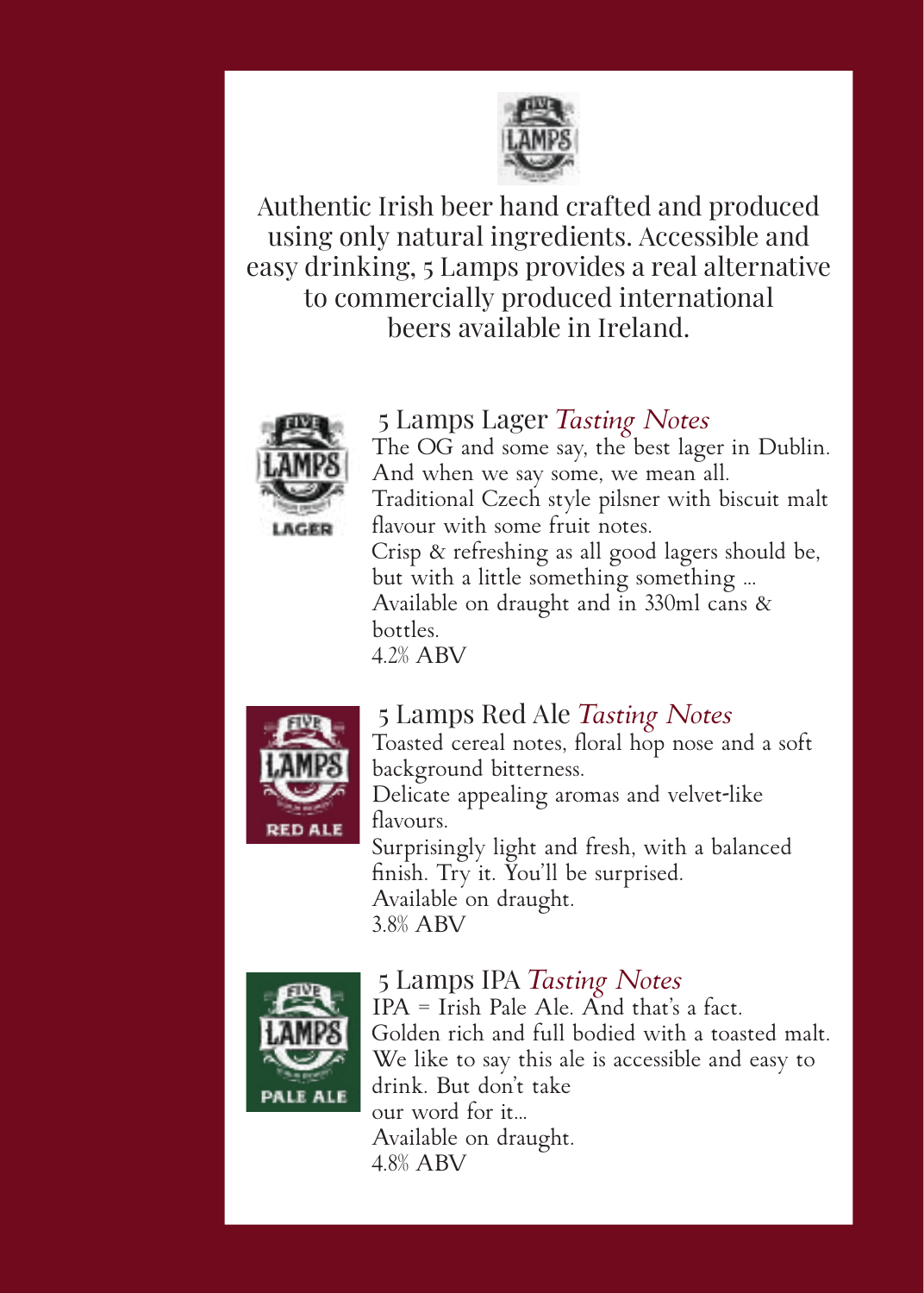Authentic Irish beer hand crafted and produced using only natural ingredients. Accessible and easy drinking, 5 Lamps provides a real alternative to commercially produced international beers available in Ireland.

## 5 Lamps Lager *Tasting Notes*

The OG and some say, the best lager in Dublin. And when we say some, we mean all.
Traditional Czech style pilsner with biscuit malt flavour with some fruit notes.
Crisp & refreshing as all good lagers should be, but with a little something something ...
Available on draught and in 330ml cans & bottles.
4.2% ABV

## 5 Lamps Red Ale *Tasting Notes*

Toasted cereal notes, floral hop nose and a soft background bitterness.
Delicate appealing aromas and velvet-like flavours.
Surprisingly light and fresh, with a balanced finish. Try it. You'll be surprised.
Available on draught.
3.8% ABV

## 5 Lamps IPA *Tasting Notes*

IPA = Irish Pale Ale. And that's a fact.
Golden rich and full bodied with a toasted malt.
We like to say this ale is accessible and easy to drink. But don't take our word for it...
Available on draught.
4.8% ABV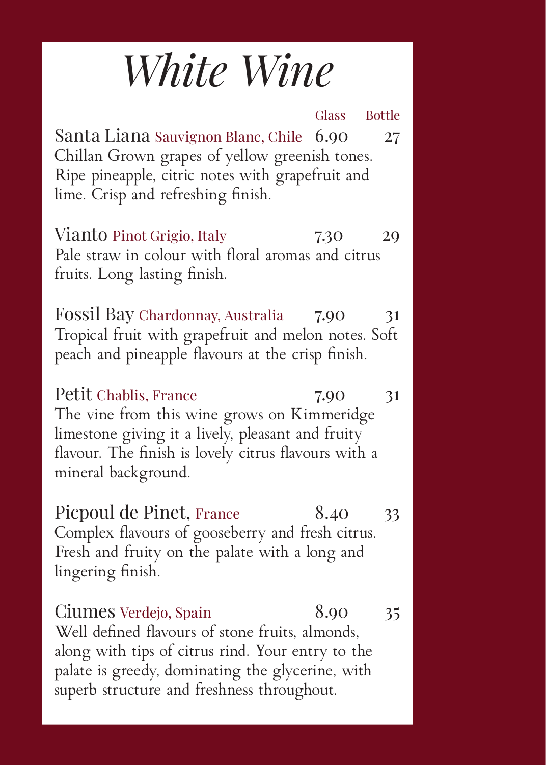# *White Wine*

| | Glass | Bottle |
|---|---|---|
| **Santa Liana** Sauvignon Blanc, Chile | 6.90 | 27 |
| **Vianto** Pinot Grigio, Italy | 7.30 | 29 |
| **Fossil Bay** Chardonnay, Australia | 7.90 | 31 |
| **Petit** Chablis, France | 7.90 | 31 |
| **Picpoul de Pinet,** France | 8.40 | 33 |
| **Ciumes** Verdejo, Spain | 8.90 | 35 |

**Santa Liana** Sauvignon Blanc, Chile — 6.90 / 27

Chillan Grown grapes of yellow greenish tones. Ripe pineapple, citric notes with grapefruit and lime. Crisp and refreshing finish.

**Vianto** Pinot Grigio, Italy — 7.30 / 29

Pale straw in colour with floral aromas and citrus fruits. Long lasting finish.

**Fossil Bay** Chardonnay, Australia — 7.90 / 31

Tropical fruit with grapefruit and melon notes. Soft peach and pineapple flavours at the crisp finish.

**Petit** Chablis, France — 7.90 / 31

The vine from this wine grows on Kimmeridge limestone giving it a lively, pleasant and fruity flavour. The finish is lovely citrus flavours with a mineral background.

**Picpoul de Pinet,** France — 8.40 / 33

Complex flavours of gooseberry and fresh citrus. Fresh and fruity on the palate with a long and lingering finish.

**Ciumes** Verdejo, Spain — 8.90 / 35

Well defined flavours of stone fruits, almonds, along with tips of citrus rind. Your entry to the palate is greedy, dominating the glycerine, with superb structure and freshness throughout.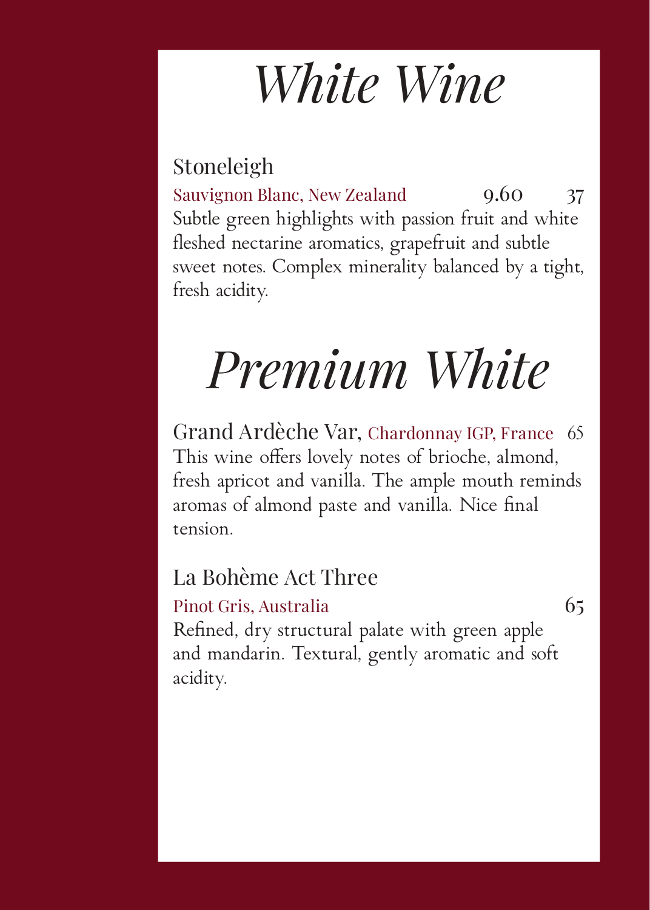# *White Wine*

## Stoneleigh

Sauvignon Blanc, New Zealand 9.60 37

Subtle green highlights with passion fruit and white fleshed nectarine aromatics, grapefruit and subtle sweet notes. Complex minerality balanced by a tight, fresh acidity.

# *Premium White*

## Grand Ardèche Var, Chardonnay IGP, France 65

This wine offers lovely notes of brioche, almond, fresh apricot and vanilla. The ample mouth reminds aromas of almond paste and vanilla. Nice final tension.

## La Bohème Act Three

Pinot Gris, Australia 65

Refined, dry structural palate with green apple and mandarin. Textural, gently aromatic and soft acidity.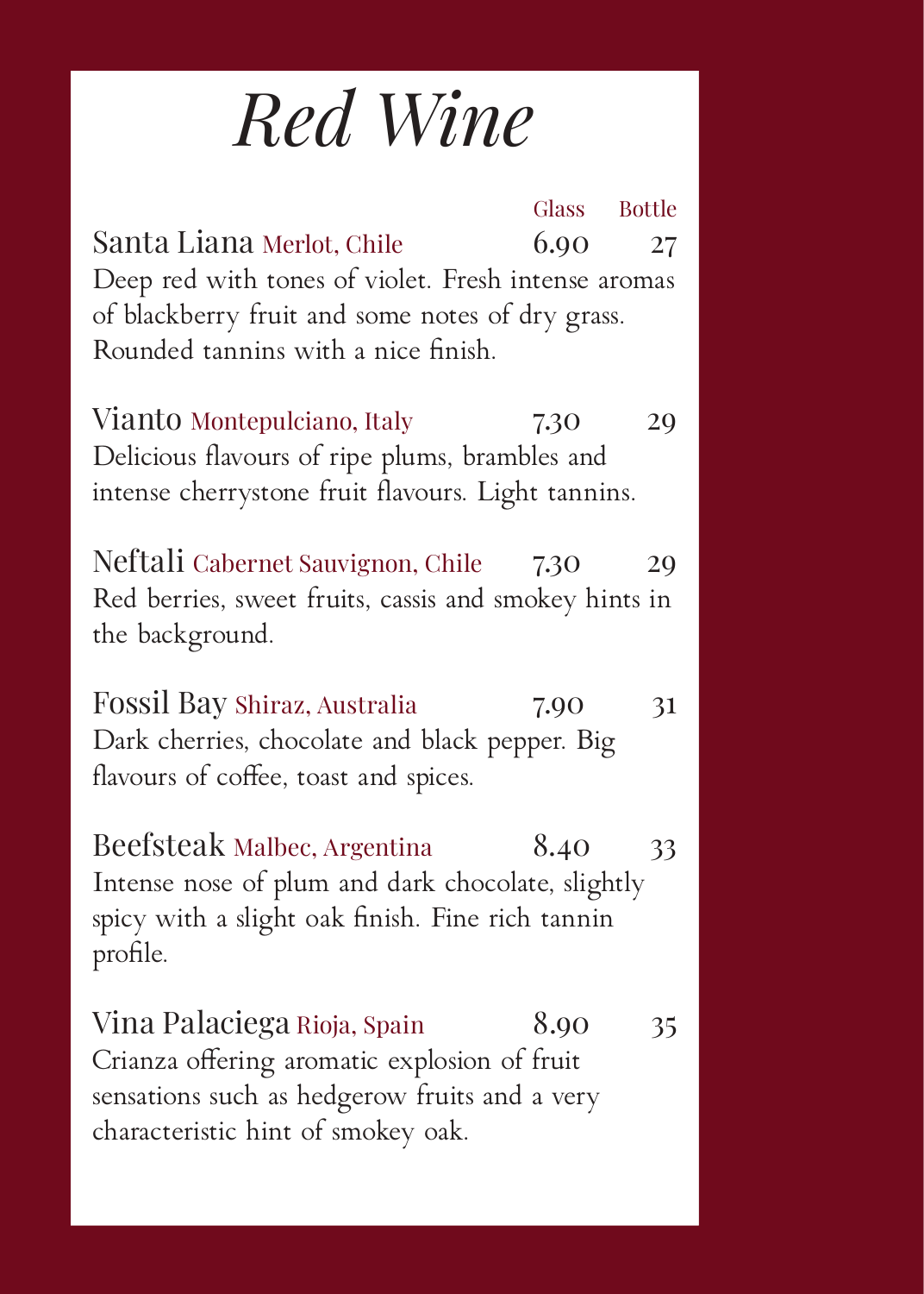# *Red Wine*

| | Glass | Bottle |
|---|---|---|
| Santa Liana Merlot, Chile | 6.90 | 27 |

Deep red with tones of violet. Fresh intense aromas of blackberry fruit and some notes of dry grass. Rounded tannins with a nice finish.

| | | |
|---|---|---|
| Vianto Montepulciano, Italy | 7.30 | 29 |

Delicious flavours of ripe plums, brambles and intense cherrystone fruit flavours. Light tannins.

| | | |
|---|---|---|
| Neftali Cabernet Sauvignon, Chile | 7.30 | 29 |

Red berries, sweet fruits, cassis and smokey hints in the background.

| | | |
|---|---|---|
| Fossil Bay Shiraz, Australia | 7.90 | 31 |

Dark cherries, chocolate and black pepper. Big flavours of coffee, toast and spices.

| | | |
|---|---|---|
| Beefsteak Malbec, Argentina | 8.40 | 33 |

Intense nose of plum and dark chocolate, slightly spicy with a slight oak finish. Fine rich tannin profile.

| | | |
|---|---|---|
| Vina Palaciega Rioja, Spain | 8.90 | 35 |

Crianza offering aromatic explosion of fruit sensations such as hedgerow fruits and a very characteristic hint of smokey oak.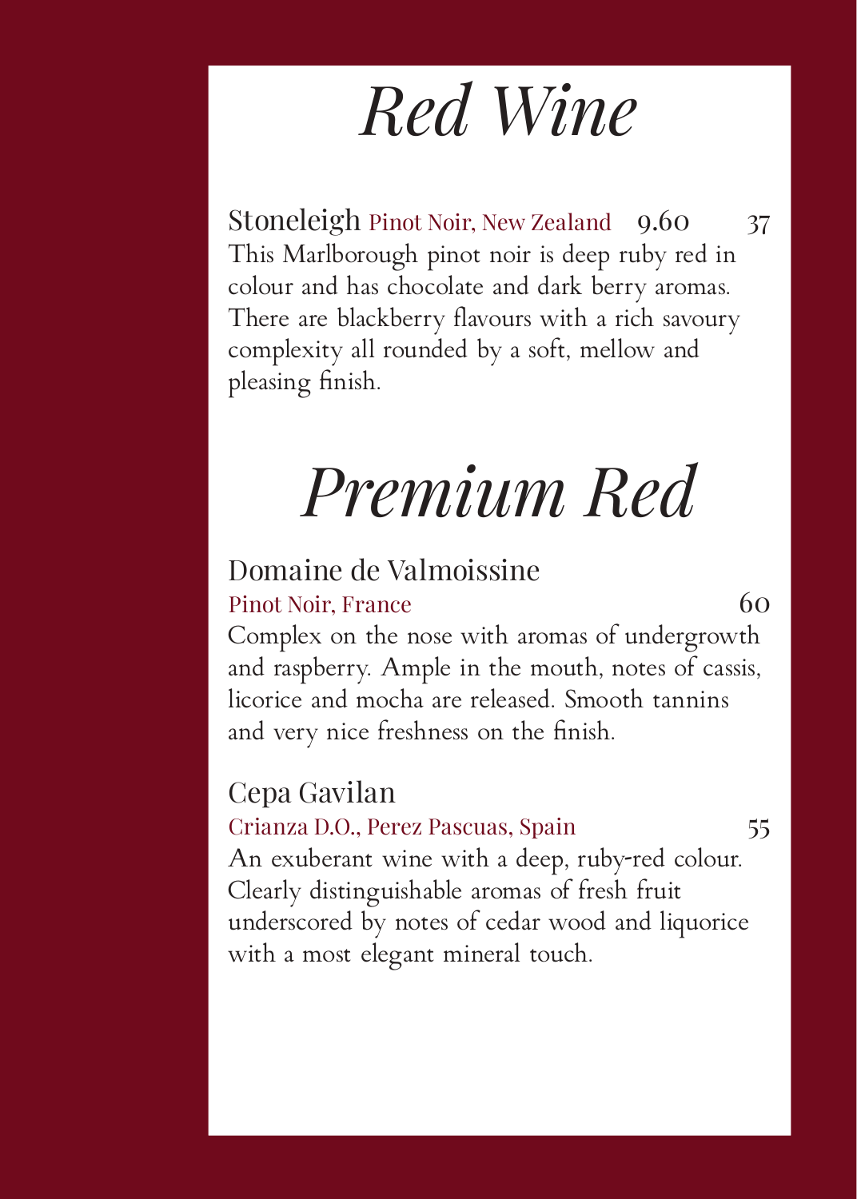# *Red Wine*

Stoneleigh Pinot Noir, New Zealand 9.60 37

This Marlborough pinot noir is deep ruby red in colour and has chocolate and dark berry aromas. There are blackberry flavours with a rich savoury complexity all rounded by a soft, mellow and pleasing finish.

# *Premium Red*

Domaine de Valmoissine

Pinot Noir, France 60

Complex on the nose with aromas of undergrowth and raspberry. Ample in the mouth, notes of cassis, licorice and mocha are released. Smooth tannins and very nice freshness on the finish.

Cepa Gavilan

Crianza D.O., Perez Pascuas, Spain 55

An exuberant wine with a deep, ruby-red colour. Clearly distinguishable aromas of fresh fruit underscored by notes of cedar wood and liquorice with a most elegant mineral touch.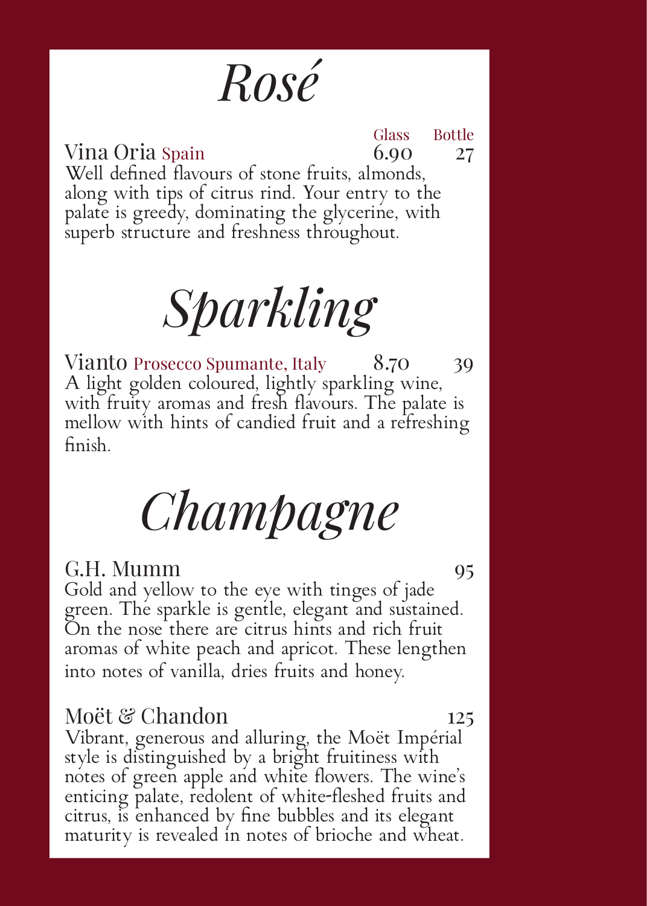# *Rosé*

| | Glass | Bottle |
|---|---|---|
| Vina Oria Spain | 6.90 | 27 |

Well defined flavours of stone fruits, almonds, along with tips of citrus rind. Your entry to the palate is greedy, dominating the glycerine, with superb structure and freshness throughout.

# *Sparkling*

| | Glass | Bottle |
|---|---|---|
| Vianto Prosecco Spumante, Italy | 8.70 | 39 |

A light golden coloured, lightly sparkling wine, with fruity aromas and fresh flavours. The palate is mellow with hints of candied fruit and a refreshing finish.

# *Champagne*

G.H. Mumm 95

Gold and yellow to the eye with tinges of jade green. The sparkle is gentle, elegant and sustained. On the nose there are citrus hints and rich fruit aromas of white peach and apricot. These lengthen into notes of vanilla, dries fruits and honey.

Moët & Chandon 125

Vibrant, generous and alluring, the Moët Impérial style is distinguished by a bright fruitiness with notes of green apple and white flowers. The wine's enticing palate, redolent of white-fleshed fruits and citrus, is enhanced by fine bubbles and its elegant maturity is revealed in notes of brioche and wheat.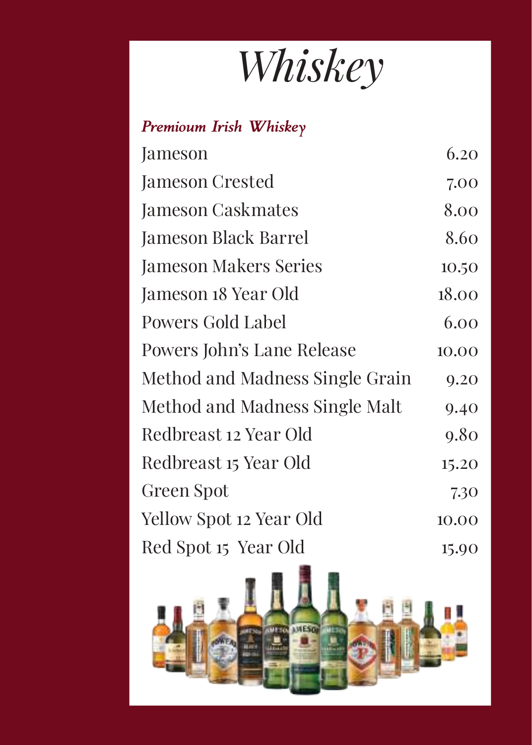# *Whiskey*

### *Premioum Irish Whiskey*

| | |
|---|---|
| Jameson | 6.20 |
| Jameson Crested | 7.00 |
| Jameson Caskmates | 8.00 |
| Jameson Black Barrel | 8.60 |
| Jameson Makers Series | 10.50 |
| Jameson 18 Year Old | 18.00 |
| Powers Gold Label | 6.00 |
| Powers John's Lane Release | 10.00 |
| Method and Madness Single Grain | 9.20 |
| Method and Madness Single Malt | 9.40 |
| Redbreast 12 Year Old | 9.80 |
| Redbreast 15 Year Old | 15.20 |
| Green Spot | 7.30 |
| Yellow Spot 12 Year Old | 10.00 |
| Red Spot 15 Year Old | 15.90 |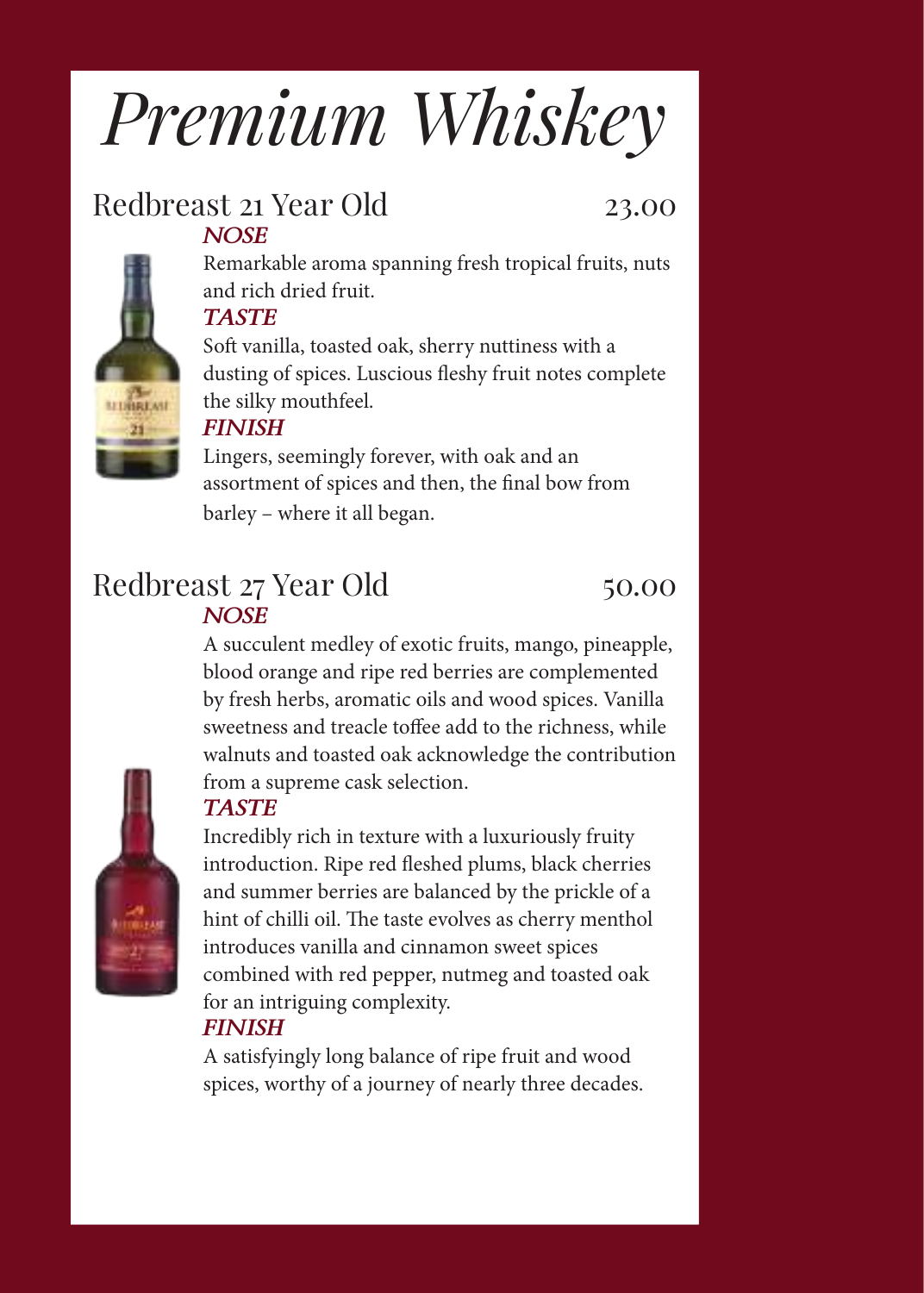# Premium Whiskey

## Redbreast 21 Year Old — 23.00

***NOSE***

Remarkable aroma spanning fresh tropical fruits, nuts and rich dried fruit.

***TASTE***

Soft vanilla, toasted oak, sherry nuttiness with a dusting of spices. Luscious fleshy fruit notes complete the silky mouthfeel.

***FINISH***

Lingers, seemingly forever, with oak and an assortment of spices and then, the final bow from barley – where it all began.

## Redbreast 27 Year Old — 50.00

***NOSE***

A succulent medley of exotic fruits, mango, pineapple, blood orange and ripe red berries are complemented by fresh herbs, aromatic oils and wood spices. Vanilla sweetness and treacle toffee add to the richness, while walnuts and toasted oak acknowledge the contribution from a supreme cask selection.

***TASTE***

Incredibly rich in texture with a luxuriously fruity introduction. Ripe red fleshed plums, black cherries and summer berries are balanced by the prickle of a hint of chilli oil. The taste evolves as cherry menthol introduces vanilla and cinnamon sweet spices combined with red pepper, nutmeg and toasted oak for an intriguing complexity.

***FINISH***

A satisfyingly long balance of ripe fruit and wood spices, worthy of a journey of nearly three decades.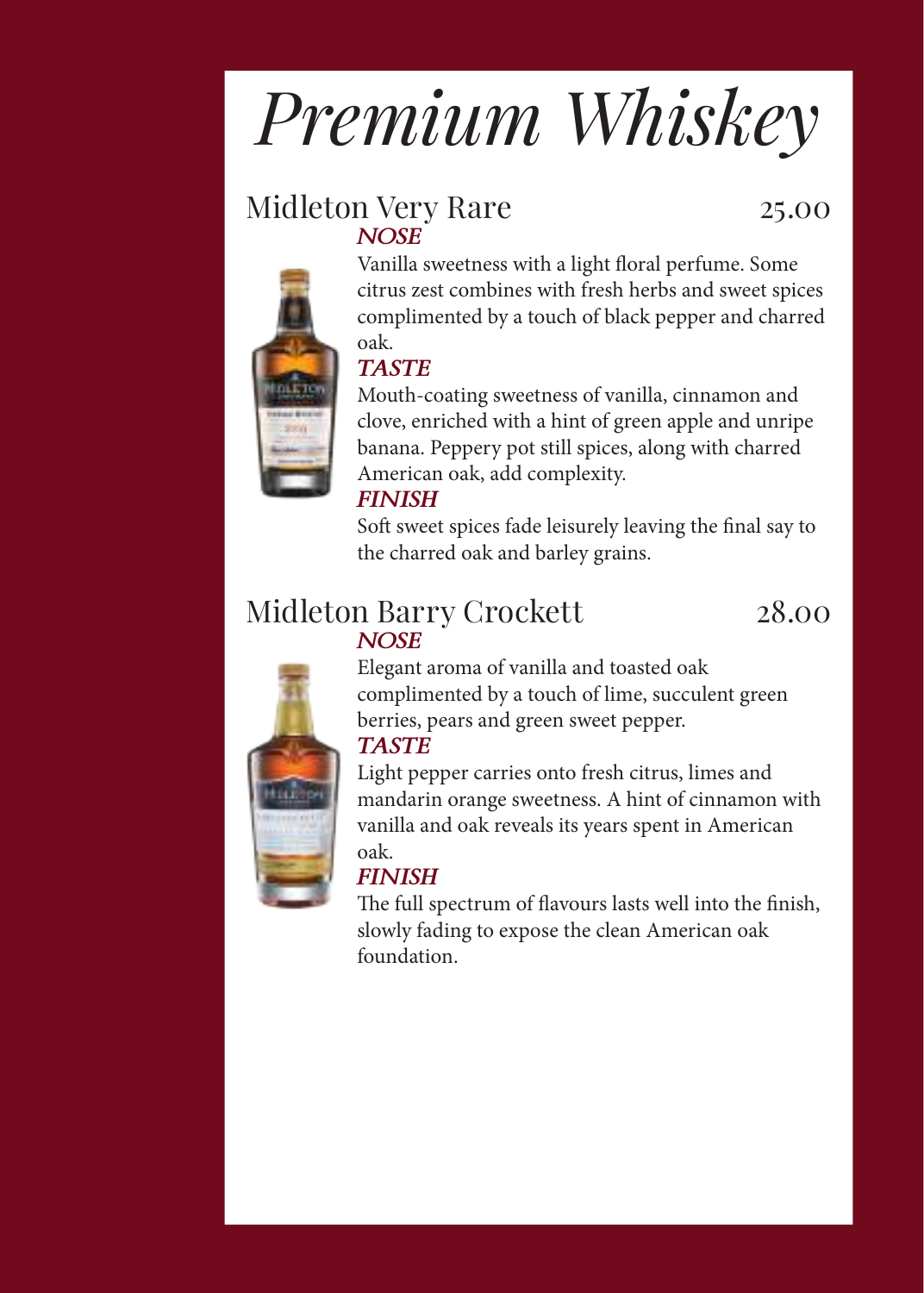# Premium Whiskey

## Midleton Very Rare 25.00

***NOSE***

Vanilla sweetness with a light floral perfume. Some citrus zest combines with fresh herbs and sweet spices complimented by a touch of black pepper and charred oak.

***TASTE***

Mouth-coating sweetness of vanilla, cinnamon and clove, enriched with a hint of green apple and unripe banana. Peppery pot still spices, along with charred American oak, add complexity.

***FINISH***

Soft sweet spices fade leisurely leaving the final say to the charred oak and barley grains.

## Midleton Barry Crockett 28.00

***NOSE***

Elegant aroma of vanilla and toasted oak complimented by a touch of lime, succulent green berries, pears and green sweet pepper.

***TASTE***

Light pepper carries onto fresh citrus, limes and mandarin orange sweetness. A hint of cinnamon with vanilla and oak reveals its years spent in American oak.

***FINISH***

The full spectrum of flavours lasts well into the finish, slowly fading to expose the clean American oak foundation.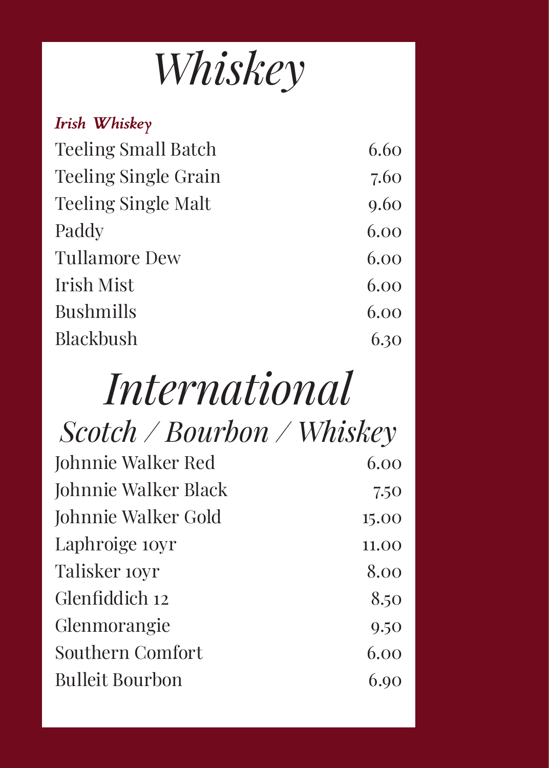# *Whiskey*

***Irish Whiskey***

| | |
|---|---|
| Teeling Small Batch | 6.60 |
| Teeling Single Grain | 7.60 |
| Teeling Single Malt | 9.60 |
| Paddy | 6.00 |
| Tullamore Dew | 6.00 |
| Irish Mist | 6.00 |
| Bushmills | 6.00 |
| Blackbush | 6.30 |

# *International*

## *Scotch / Bourbon / Whiskey*

| | |
|---|---|
| Johnnie Walker Red | 6.00 |
| Johnnie Walker Black | 7.50 |
| Johnnie Walker Gold | 15.00 |
| Laphroige 10yr | 11.00 |
| Talisker 10yr | 8.00 |
| Glenfiddich 12 | 8.50 |
| Glenmorangie | 9.50 |
| Southern Comfort | 6.00 |
| Bulleit Bourbon | 6.90 |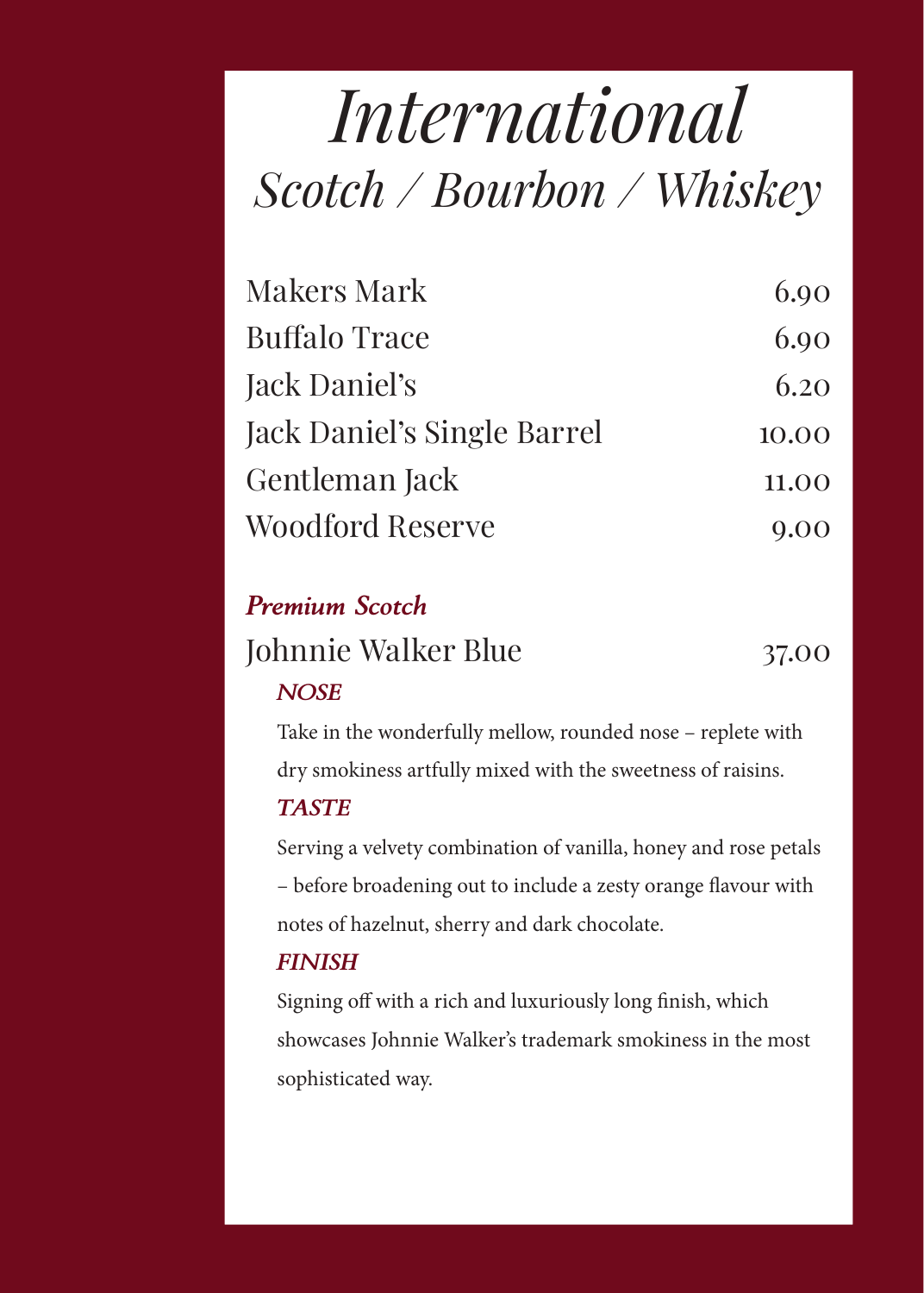# *International*

## *Scotch / Bourbon / Whiskey*

| | |
|---|---|
| Makers Mark | 6.90 |
| Buffalo Trace | 6.90 |
| Jack Daniel's | 6.20 |
| Jack Daniel's Single Barrel | 10.00 |
| Gentleman Jack | 11.00 |
| Woodford Reserve | 9.00 |

### *Premium Scotch*

| | |
|---|---|
| Johnnie Walker Blue | 37.00 |

***NOSE***

Take in the wonderfully mellow, rounded nose – replete with dry smokiness artfully mixed with the sweetness of raisins.

***TASTE***

Serving a velvety combination of vanilla, honey and rose petals – before broadening out to include a zesty orange flavour with notes of hazelnut, sherry and dark chocolate.

***FINISH***

Signing off with a rich and luxuriously long finish, which showcases Johnnie Walker's trademark smokiness in the most sophisticated way.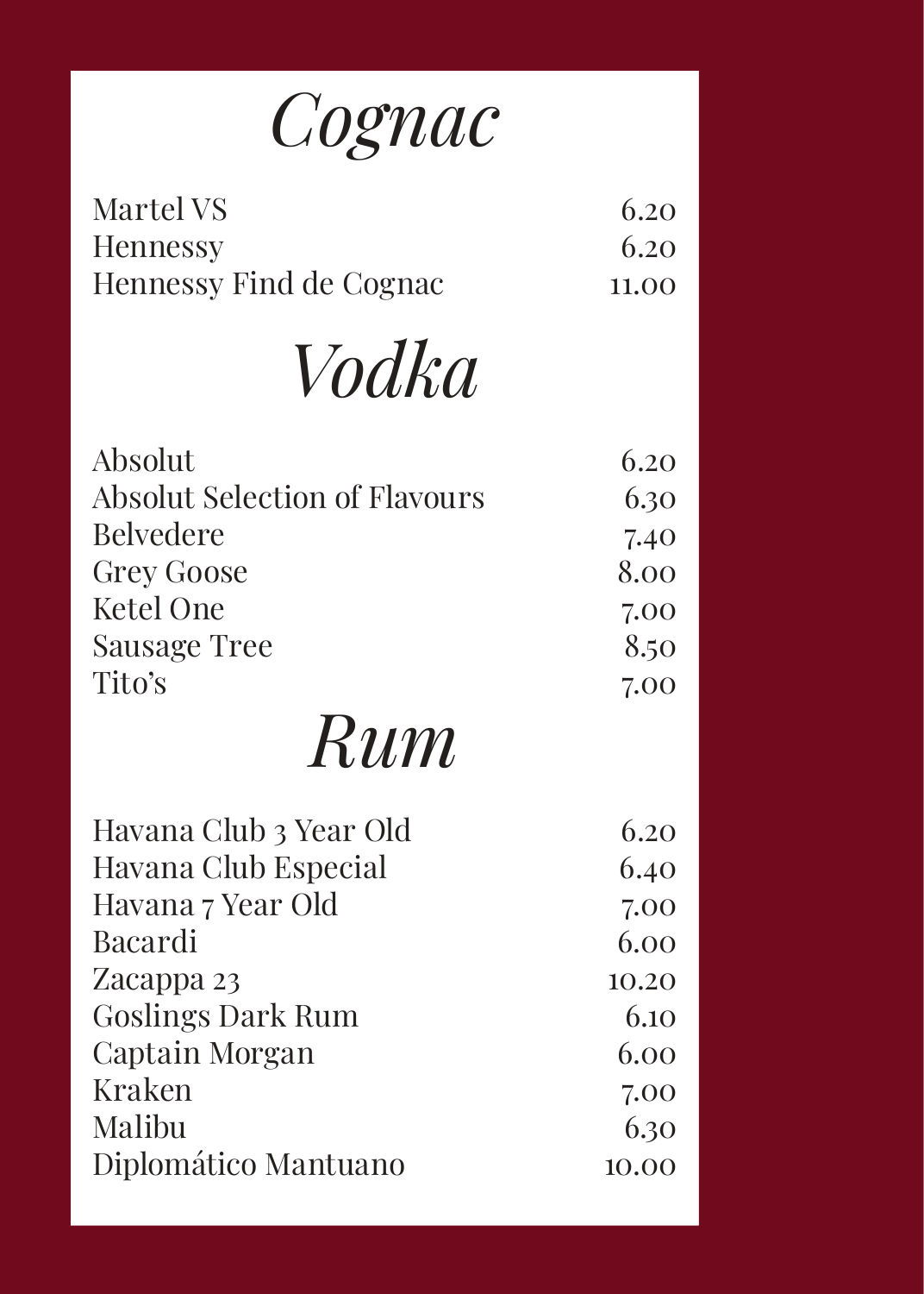# Cognac

| | |
|---|---|
| Martel VS | 6.20 |
| Hennessy | 6.20 |
| Hennessy Find de Cognac | 11.00 |

# Vodka

| | |
|---|---|
| Absolut | 6.20 |
| Absolut Selection of Flavours | 6.30 |
| Belvedere | 7.40 |
| Grey Goose | 8.00 |
| Ketel One | 7.00 |
| Sausage Tree | 8.50 |
| Tito's | 7.00 |

# Rum

| | |
|---|---|
| Havana Club 3 Year Old | 6.20 |
| Havana Club Especial | 6.40 |
| Havana 7 Year Old | 7.00 |
| Bacardi | 6.00 |
| Zacappa 23 | 10.20 |
| Goslings Dark Rum | 6.10 |
| Captain Morgan | 6.00 |
| Kraken | 7.00 |
| Malibu | 6.30 |
| Diplomático Mantuano | 10.00 |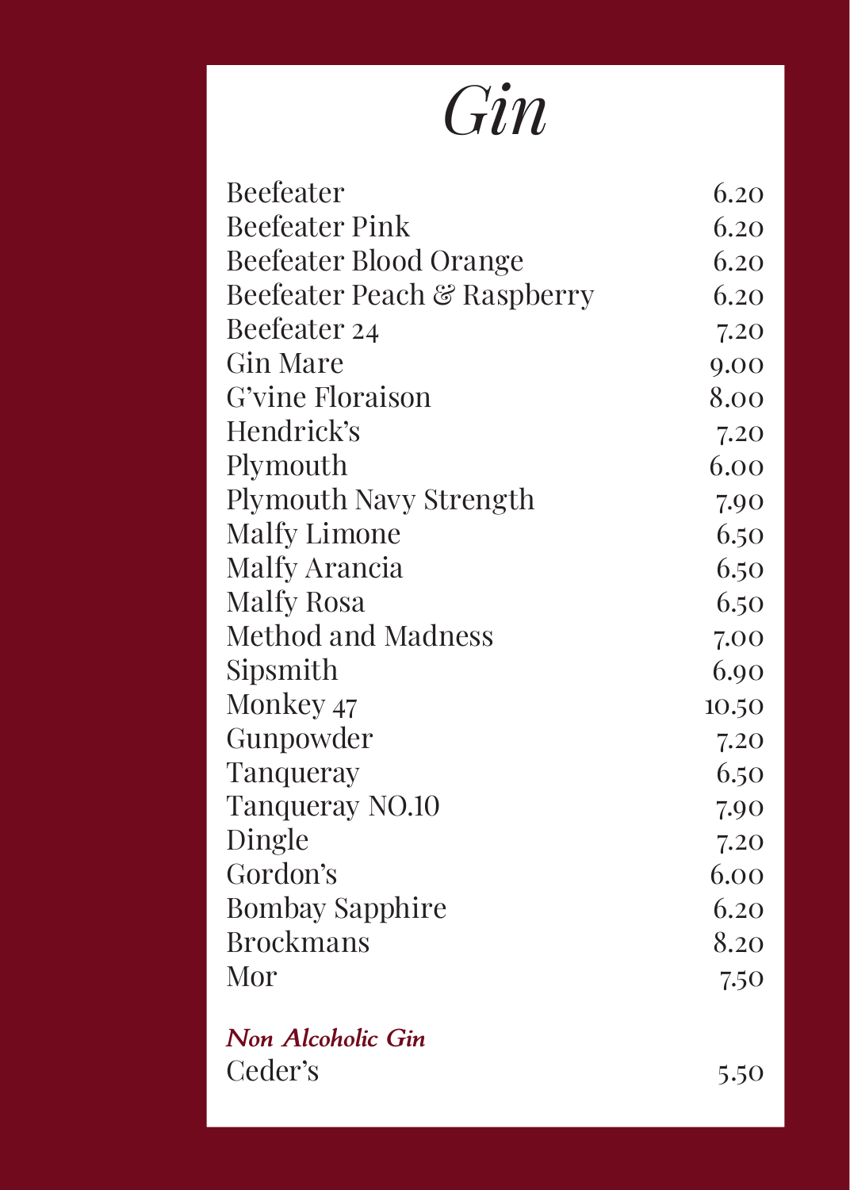# *Gin*

| | |
|---|---|
| Beefeater | 6.20 |
| Beefeater Pink | 6.20 |
| Beefeater Blood Orange | 6.20 |
| Beefeater Peach & Raspberry | 6.20 |
| Beefeater 24 | 7.20 |
| Gin Mare | 9.00 |
| G'vine Floraison | 8.00 |
| Hendrick's | 7.20 |
| Plymouth | 6.00 |
| Plymouth Navy Strength | 7.90 |
| Malfy Limone | 6.50 |
| Malfy Arancia | 6.50 |
| Malfy Rosa | 6.50 |
| Method and Madness | 7.00 |
| Sipsmith | 6.90 |
| Monkey 47 | 10.50 |
| Gunpowder | 7.20 |
| Tanqueray | 6.50 |
| Tanqueray NO.10 | 7.90 |
| Dingle | 7.20 |
| Gordon's | 6.00 |
| Bombay Sapphire | 6.20 |
| Brockmans | 8.20 |
| Mor | 7.50 |

***Non Alcoholic Gin***

| | |
|---|---|
| Ceder's | 5.50 |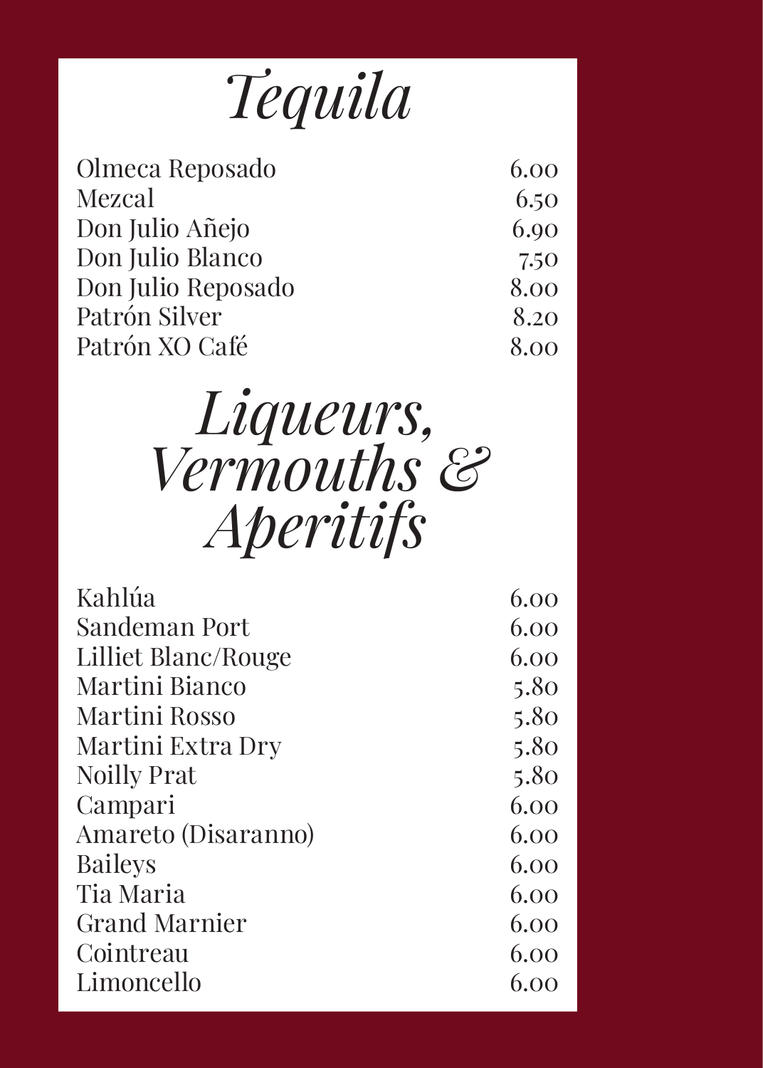# Tequila

| | |
|---|---|
| Olmeca Reposado | 6.00 |
| Mezcal | 6.50 |
| Don Julio Añejo | 6.90 |
| Don Julio Blanco | 7.50 |
| Don Julio Reposado | 8.00 |
| Patrón Silver | 8.20 |
| Patrón XO Café | 8.00 |

# Liqueurs, Vermouths & Aperitifs

| | |
|---|---|
| Kahlúa | 6.00 |
| Sandeman Port | 6.00 |
| Lilliet Blanc/Rouge | 6.00 |
| Martini Bianco | 5.80 |
| Martini Rosso | 5.80 |
| Martini Extra Dry | 5.80 |
| Noilly Prat | 5.80 |
| Campari | 6.00 |
| Amareto (Disaranno) | 6.00 |
| Baileys | 6.00 |
| Tia Maria | 6.00 |
| Grand Marnier | 6.00 |
| Cointreau | 6.00 |
| Limoncello | 6.00 |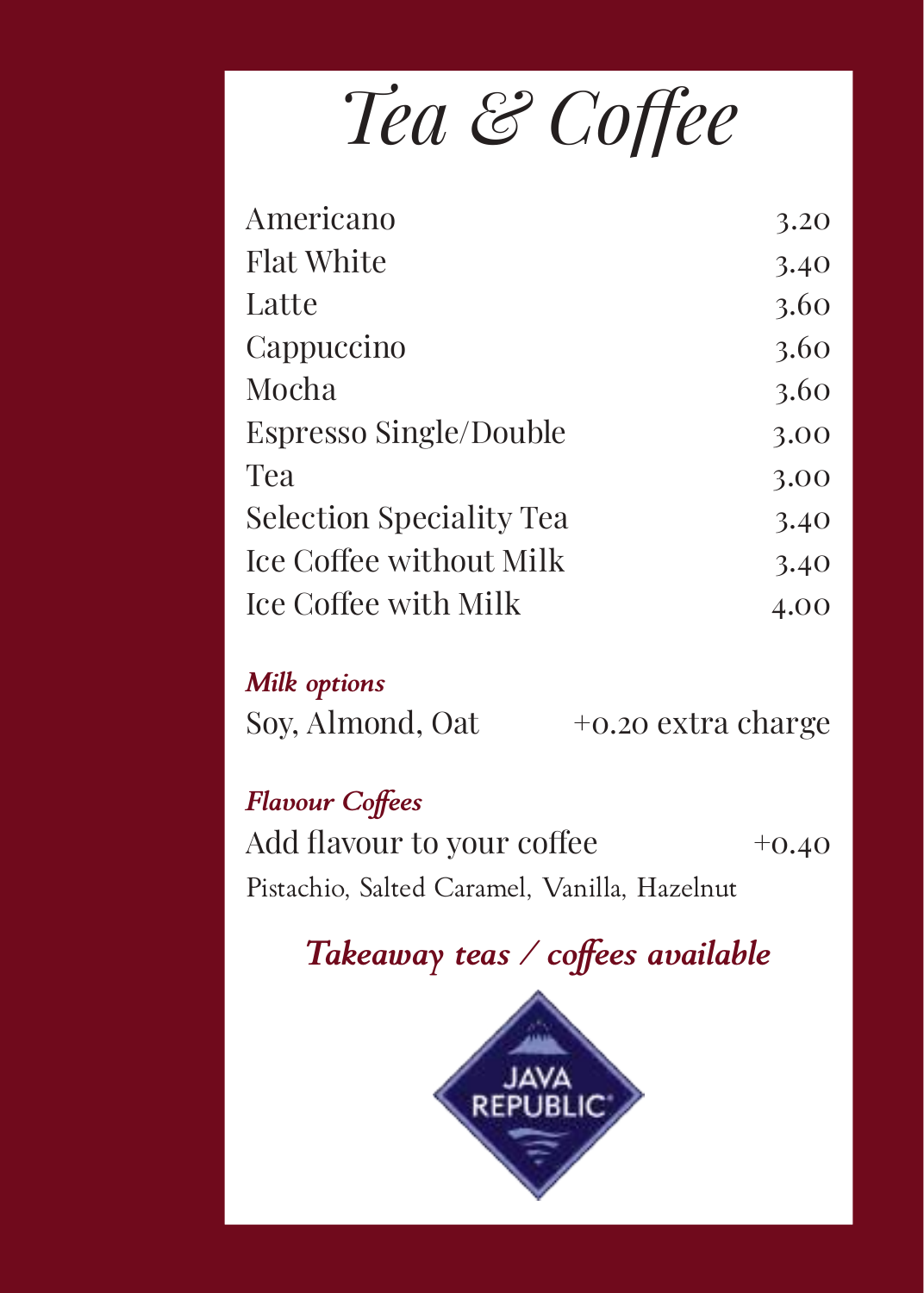# Tea & Coffee

| Item | Price |
|---|---|
| Americano | 3.20 |
| Flat White | 3.40 |
| Latte | 3.60 |
| Cappuccino | 3.60 |
| Mocha | 3.60 |
| Espresso Single/Double | 3.00 |
| Tea | 3.00 |
| Selection Speciality Tea | 3.40 |
| Ice Coffee without Milk | 3.40 |
| Ice Coffee with Milk | 4.00 |

***Milk options***

Soy, Almond, Oat +0.20 extra charge

***Flavour Coffees***

Add flavour to your coffee +0.40

Pistachio, Salted Caramel, Vanilla, Hazelnut

***Takeaway teas / coffees available***

JAVA REPUBLIC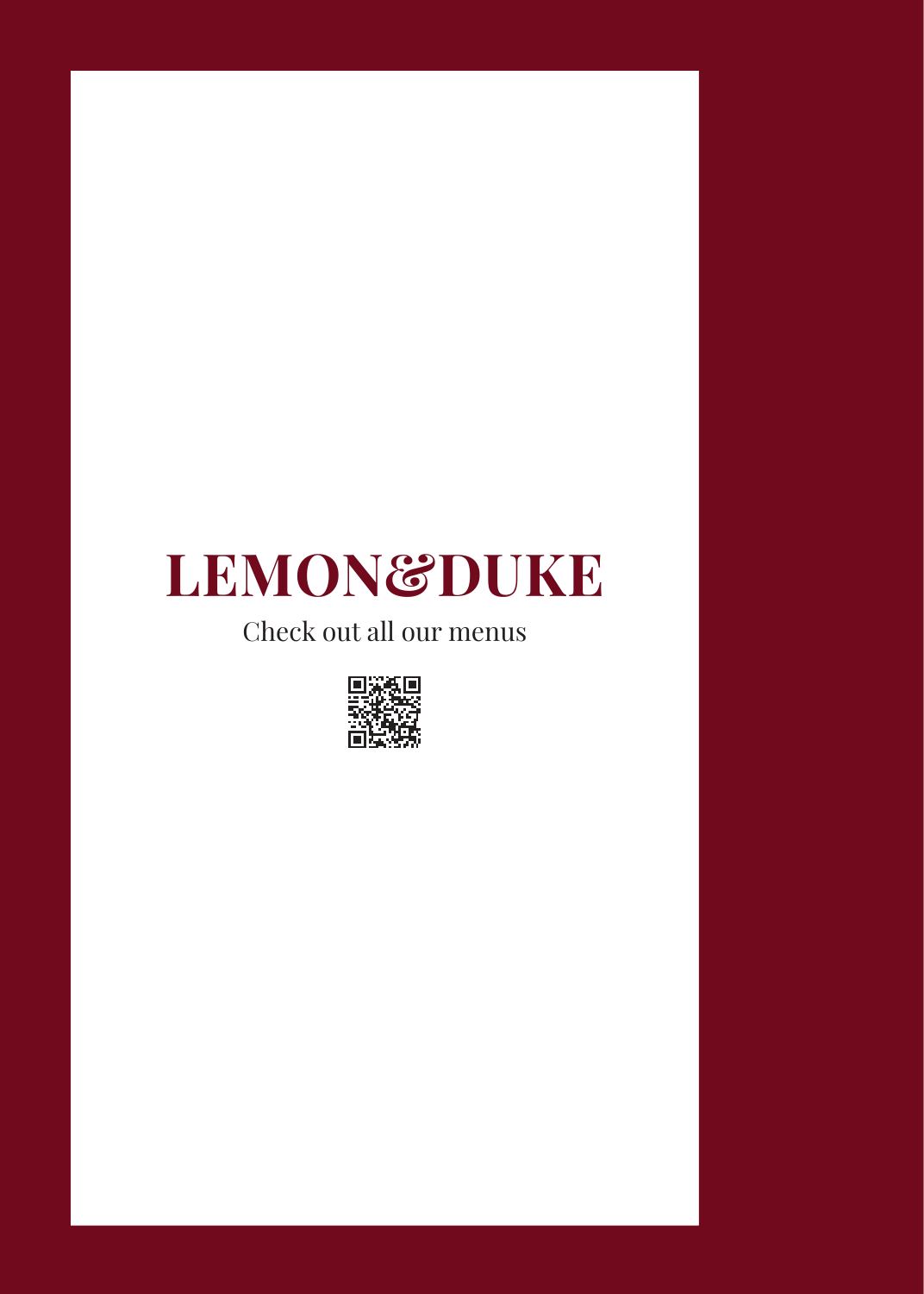# LEMON&DUKE

Check out all our menus